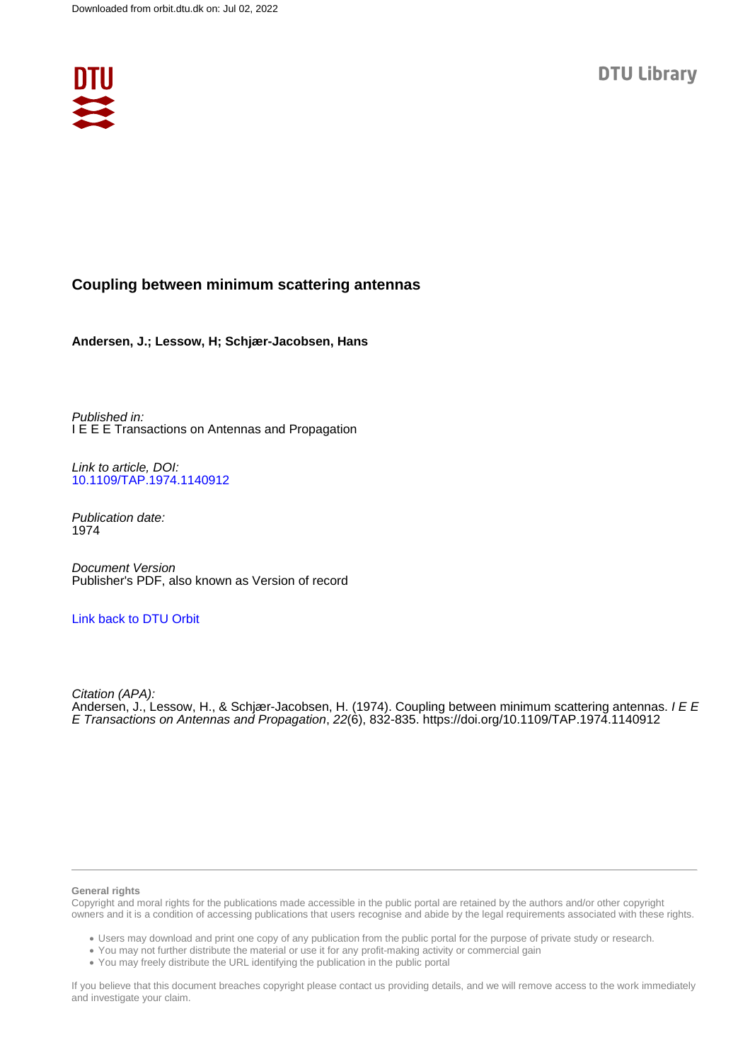Downloaded from orbit.dtu.dk on: Jul 02, 2022

DTU Library

# Coupling between minimum scattering antennas

**Andersen, J.; Lessow, H; Schjær-Jacobsen, Hans**

*Published in:*
I E E E Transactions on Antennas and Propagation

*Link to article, DOI:*
10.1109/TAP.1974.1140912

*Publication date:*
1974

*Document Version*
Publisher's PDF, also known as Version of record

Link back to DTU Orbit

*Citation (APA):*
Andersen, J., Lessow, H., & Schjær-Jacobsen, H. (1974). Coupling between minimum scattering antennas. *I E E E Transactions on Antennas and Propagation*, *22*(6), 832-835. https://doi.org/10.1109/TAP.1974.1140912

**General rights**

Copyright and moral rights for the publications made accessible in the public portal are retained by the authors and/or other copyright owners and it is a condition of accessing publications that users recognise and abide by the legal requirements associated with these rights.

- Users may download and print one copy of any publication from the public portal for the purpose of private study or research.
- You may not further distribute the material or use it for any profit-making activity or commercial gain
- You may freely distribute the URL identifying the publication in the public portal

If you believe that this document breaches copyright please contact us providing details, and we will remove access to the work immediately and investigate your claim.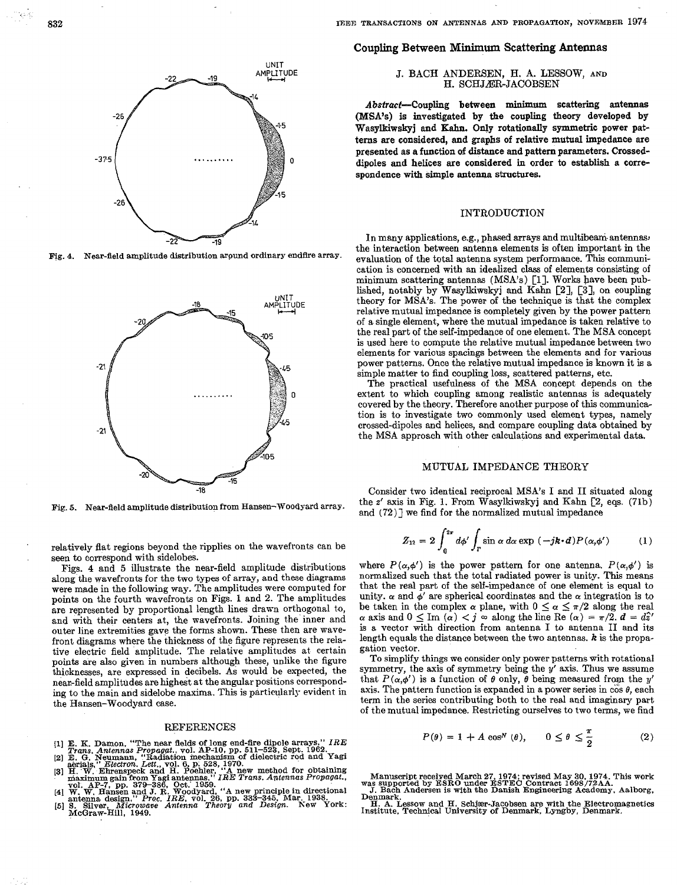Fig. 4. Near-field amplitude distribution around ordinary endfire array.

Fig. 5. Near-field amplitude distribution from Hansen–Woodyard array.

relatively flat regions beyond the ripplies on the wavefronts can be seen to correspond with sidelobes.

Figs. 4 and 5 illustrate the near-field amplitude distributions along the wavefronts for the two types of array, and these diagrams were made in the following way. The amplitudes were computed for points on the fourth wavefronts on Figs. 1 and 2. The amplitudes are represented by proportional length lines drawn orthogonal to, and with their centers at, the wavefronts. Joining the inner and outer line extremities gave the forms shown. These then are wavefront diagrams where the thickness of the figure represents the relative electric field amplitude. The relative amplitudes at certain points are also given in numbers although these, unlike the figure thicknesses, are expressed in decibels. As would be expected, the near-field amplitudes are highest at the angular positions corresponding to the main and sidelobe maxima. This is particularly evident in the Hansen–Woodyard case.

## REFERENCES

[1] E. K. Damon, "The near fields of long end-fire dipole arrays," *IRE Trans. Antennas Propagat.*, vol. AP-10, pp. 511–523, Sept. 1962.
[2] E. G. Neumann, "Radiation mechanism of dielectric rod and Yagi aerials," *Electron. Lett.*, vol. 6, p. 528, 1970.
[3] H. W. Ehrenspeck and H. Poehler, "A new method for obtaining maximum gain from Yagi antennas," *IRE Trans. Antennas Propagat.*, vol. AP-7, pp. 379–386, Oct. 1959.
[4] W. W. Hansen and J. R. Woodyard, "A new principle in directional antenna design," *Proc. IRE*, vol. 26, pp. 333–345, Mar. 1938.
[5] S. Silver, *Microwave Antenna Theory and Design*. New York: McGraw-Hill, 1949.

# Coupling Between Minimum Scattering Antennas

J. BACH ANDERSEN, H. A. LESSOW, AND H. SCHJÆR-JACOBSEN

***Abstract*—Coupling between minimum scattering antennas (MSA's) is investigated by the coupling theory developed by Wasylkiwskyj and Kahn. Only rotationally symmetric power patterns are considered, and graphs of relative mutual impedance are presented as a function of distance and pattern parameters. Crossed-dipoles and helices are considered in order to establish a correspondence with simple antenna structures.**

## INTRODUCTION

In many applications, e.g., phased arrays and multibeam antennas, the interaction between antenna elements is often important in the evaluation of the total antenna system performance. This communication is concerned with an idealized class of elements consisting of minimum scattering antennas (MSA's) [1]. Works have been published, notably by Wasylkiwskyj and Kahn [2], [3], on coupling theory for MSA's. The power of the technique is that the complex relative mutual impedance is completely given by the power pattern of a single element, where the mutual impedance is taken relative to the real part of the self-impedance of one element. The MSA concept is used here to compute the relative mutual impedance between two elements for various spacings between the elements and for various power patterns. Once the relative mutual impedance is known it is a simple matter to find coupling loss, scattered patterns, etc.

The practical usefulness of the MSA concept depends on the extent to which coupling among realistic antennas is adequately covered by the theory. Therefore another purpose of this communication is to investigate two commonly used element types, namely crossed-dipoles and helices, and compare coupling data obtained by the MSA approach with other calculations and experimental data.

## MUTUAL IMPEDANCE THEORY

Consider two identical reciprocal MSA's I and II situated along the $z'$ axis in Fig. 1. From Wasylkiwskyj and Kahn [2, eqs. (71b) and (72)] we find for the normalized mutual impedance

$$Z_{12} = 2\int_0^{2\pi} d\phi' \int_\Gamma \sin\alpha \, d\alpha \exp\left(-j\boldsymbol{k}\cdot\boldsymbol{d}\right) P(\alpha,\phi') \tag{1}$$

where $P(\alpha,\phi')$ is the power pattern for one antenna. $P(\alpha,\phi')$ is normalized such that the total radiated power is unity. This means that the real part of the self-impedance of one element is equal to unity. $\alpha$ and $\phi'$ are spherical coordinates and the $\alpha$ integration is to be taken in the complex $\alpha$ plane, with $0 \le \alpha \le \pi/2$ along the real $\alpha$ axis and $0 \le \text{Im}(\alpha) < j\infty$ along the line $\text{Re}(\alpha) = \pi/2$. $\boldsymbol{d} = d\hat{z}'$ is a vector with direction from antenna I to antenna II and its length equals the distance between the two antennas. $\boldsymbol{k}$ is the propagation vector.

To simplify things we consider only power patterns with rotational symmetry, the axis of symmetry being the $y'$ axis. Thus we assume that $P(\alpha,\phi')$ is a function of $\theta$ only, $\theta$ being measured from the $y'$ axis. The pattern function is expanded in a power series in $\cos\theta$, each term in the series contributing both to the real and imaginary part of the mutual impedance. Restricting ourselves to two terms, we find

$$P(\theta) = 1 + A\cos^N(\theta), \qquad 0 \le \theta \le \frac{\pi}{2} \tag{2}$$

Manuscript received March 27, 1974; revised May 30, 1974. This work was supported by ESRO under ESTEC Contract 1698/72AA.

J. Bach Andersen is with the Danish Engineering Academy, Aalborg, Denmark.

H. A. Lessow and H. Schjær-Jacobsen are with the Electromagnetics Institute, Technical University of Denmark, Lyngby, Denmark.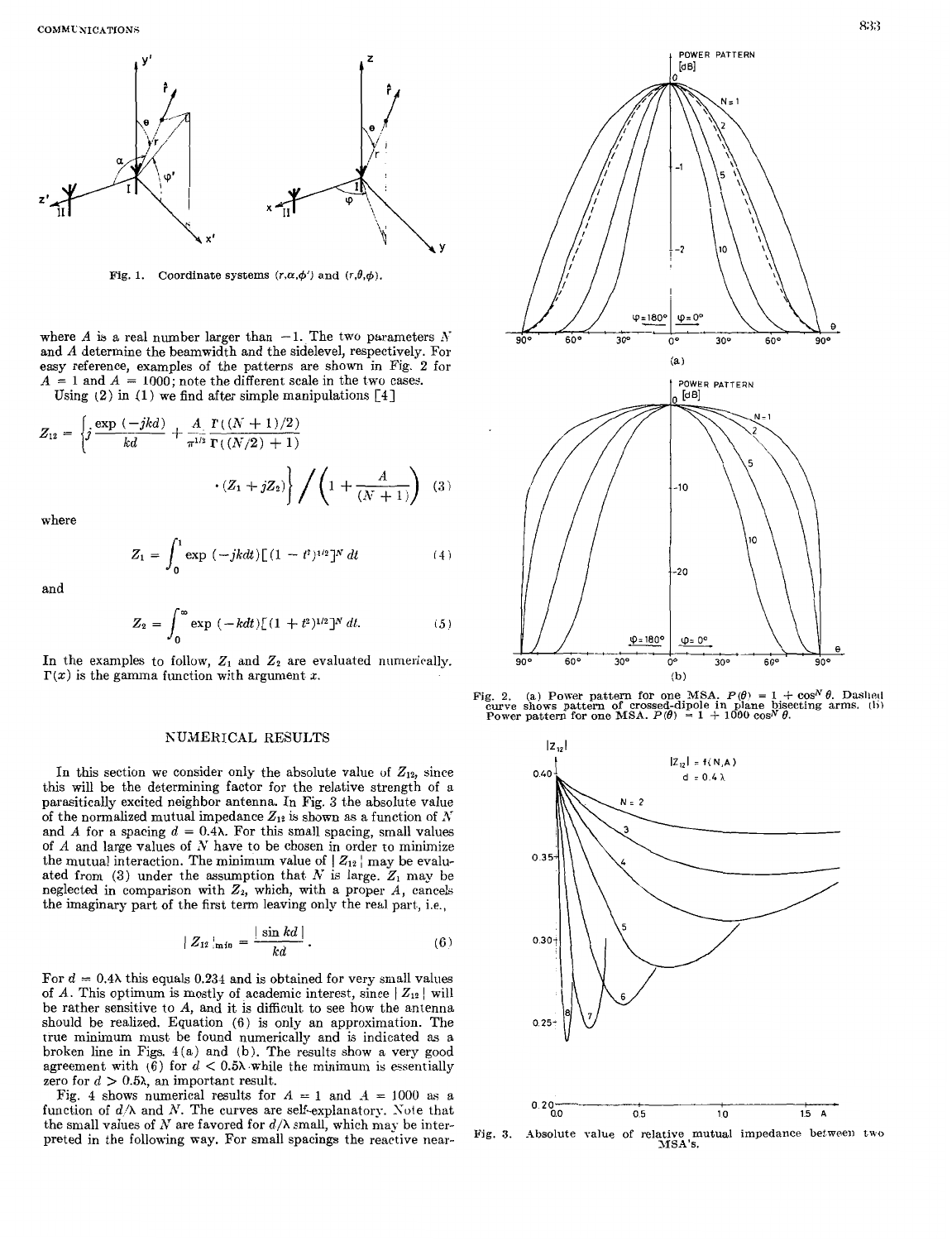Fig. 1. Coordinate systems $(r,\alpha,\phi')$ and $(r,\theta,\phi)$.

where $A$ is a real number larger than $-1$. The two parameters $N$ and $A$ determine the beamwidth and the sidelevel, respectively. For easy reference, examples of the patterns are shown in Fig. 2 for $A = 1$ and $A = 1000$; note the different scale in the two cases.

Using (2) in (1) we find after simple manipulations [4]

$$Z_{12} = \left\{ j\frac{\exp(-jkd)}{kd} + \frac{A}{\pi^{1/2}} \frac{\Gamma((N+1)/2)}{\Gamma((N/2)+1)} \cdot (Z_1 + jZ_2) \right\} \bigg/ \left(1 + \frac{A}{(N+1)}\right) \quad (3)$$

where

$$Z_1 = \int_0^1 \exp(-jkdt)[(1-t^2)^{1/2}]^N \, dt \quad (4)$$

and

$$Z_2 = \int_0^\infty \exp(-kdt)[(1+t^2)^{1/2}]^N \, dt. \quad (5)$$

In the examples to follow, $Z_1$ and $Z_2$ are evaluated numerically. $\Gamma(x)$ is the gamma function with argument $x$.

## NUMERICAL RESULTS

In this section we consider only the absolute value of $Z_{12}$, since this will be the determining factor for the relative strength of a parasitically excited neighbor antenna. In Fig. 3 the absolute value of the normalized mutual impedance $Z_{12}$ is shown as a function of $N$ and $A$ for a spacing $d = 0.4\lambda$. For this small spacing, small values of $A$ and large values of $N$ have to be chosen in order to minimize the mutual interaction. The minimum value of $|Z_{12}|$ may be evaluated from (3) under the assumption that $N$ is large. $Z_1$ may be neglected in comparison with $Z_2$, which, with a proper $A$, cancels the imaginary part of the first term leaving only the real part, i.e.,

$$|Z_{12}|_{\min} = \frac{|\sin kd|}{kd}. \quad (6)$$

For $d = 0.4\lambda$ this equals 0.234 and is obtained for very small values of $A$. This optimum is mostly of academic interest, since $|Z_{12}|$ will be rather sensitive to $A$, and it is difficult to see how the antenna should be realized. Equation (6) is only an approximation. The true minimum must be found numerically and is indicated as a broken line in Figs. 4(a) and (b). The results show a very good agreement with (6) for $d < 0.5\lambda$ while the minimum is essentially zero for $d > 0.5\lambda$, an important result.

Fig. 4 shows numerical results for $A = 1$ and $A = 1000$ as a function of $d/\lambda$ and $N$. The curves are self-explanatory. Note that the small values of $N$ are favored for $d/\lambda$ small, which may be interpreted in the following way. For small spacings the reactive near-

Fig. 2. (a) Power pattern for one MSA. $P(\theta) = 1 + \cos^N \theta$. Dashed curve shows pattern of crossed-dipole in plane bisecting arms. (b) Power pattern for one MSA. $P(\theta) = 1 + 1000 \cos^N \theta$.

Fig. 3. Absolute value of relative mutual impedance between two MSA's.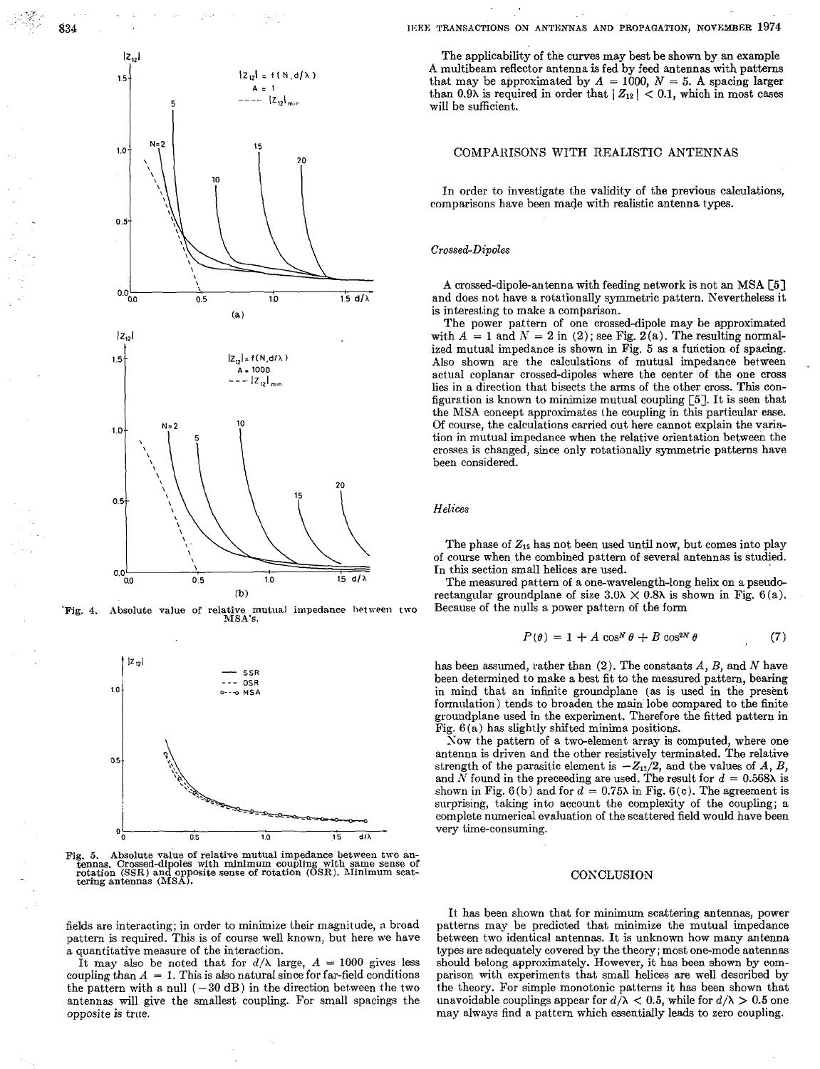Fig. 4. Absolute value of relative mutual impedance between two MSA's.

Fig. 5. Absolute value of relative mutual impedance between two antennas. Crossed-dipoles with minimum coupling with same sense of rotation (SSR) and opposite sense of rotation (OSR). Minimum scattering antennas (MSA).

fields are interacting; in order to minimize their magnitude, a broad pattern is required. This is of course well known, but here we have a quantitative measure of the interaction.

It may also be noted that for $d/\lambda$ large, $A = 1000$ gives less coupling than $A = 1$. This is also natural since for far-field conditions the pattern with a null ($-30$ dB) in the direction between the two antennas will give the smallest coupling. For small spacings the opposite is true.

The applicability of the curves may best be shown by an example A multibeam reflector antenna is fed by feed antennas with patterns that may be approximated by $A = 1000$, $N = 5$. A spacing larger than $0.9\lambda$ is required in order that $|Z_{12}| < 0.1$, which in most cases will be sufficient.

## COMPARISONS WITH REALISTIC ANTENNAS

In order to investigate the validity of the previous calculations, comparisons have been made with realistic antenna types.

### *Crossed-Dipoles*

A crossed-dipole-antenna with feeding network is not an MSA [5] and does not have a rotationally symmetric pattern. Nevertheless it is interesting to make a comparison.

The power pattern of one crossed-dipole may be approximated with $A = 1$ and $N = 2$ in (2); see Fig. 2(a). The resulting normalized mutual impedance is shown in Fig. 5 as a function of spacing. Also shown are the calculations of mutual impedance between actual coplanar crossed-dipoles where the center of the one cross lies in a direction that bisects the arms of the other cross. This configuration is known to minimize mutual coupling [5]. It is seen that the MSA concept approximates the coupling in this particular case. Of course, the calculations carried out here cannot explain the variation in mutual impedance when the relative orientation between the crosses is changed, since only rotationally symmetric patterns have been considered.

### *Helices*

The phase of $Z_{12}$ has not been used until now, but comes into play of course when the combined pattern of several antennas is studied. In this section small helices are used.

The measured pattern of a one-wavelength-long helix on a pseudo-rectangular groundplane of size $3.0\lambda \times 0.8\lambda$ is shown in Fig. 6(a). Because of the nulls a power pattern of the form

$$P(\theta) = 1 + A \cos^N \theta + B \cos^{2N} \theta \tag{7}$$

has been assumed, rather than (2). The constants $A$, $B$, and $N$ have been determined to make a best fit to the measured pattern, bearing in mind that an infinite groundplane (as is used in the present formulation) tends to broaden the main lobe compared to the finite groundplane used in the experiment. Therefore the fitted pattern in Fig. 6(a) has slightly shifted minima positions.

Now the pattern of a two-element array is computed, where one antenna is driven and the other resistively terminated. The relative strength of the parasitic element is $-Z_{12}/2$, and the values of $A$, $B$, and $N$ found in the preceeding are used. The result for $d = 0.568\lambda$ is shown in Fig. 6(b) and for $d = 0.75\lambda$ in Fig. 6(c). The agreement is surprising, taking into account the complexity of the coupling; a complete numerical evaluation of the scattered field would have been very time-consuming.

## CONCLUSION

It has been shown that for minimum scattering antennas, power patterns may be predicted that minimize the mutual impedance between two identical antennas. It is unknown how many antenna types are adequately covered by the theory; most one-mode antennas should belong approximately. However, it has been shown by comparison with experiments that small helices are well described by the theory. For simple monotonic patterns it has been shown that unavoidable couplings appear for $d/\lambda < 0.5$, while for $d/\lambda > 0.5$ one may always find a pattern which essentially leads to zero coupling.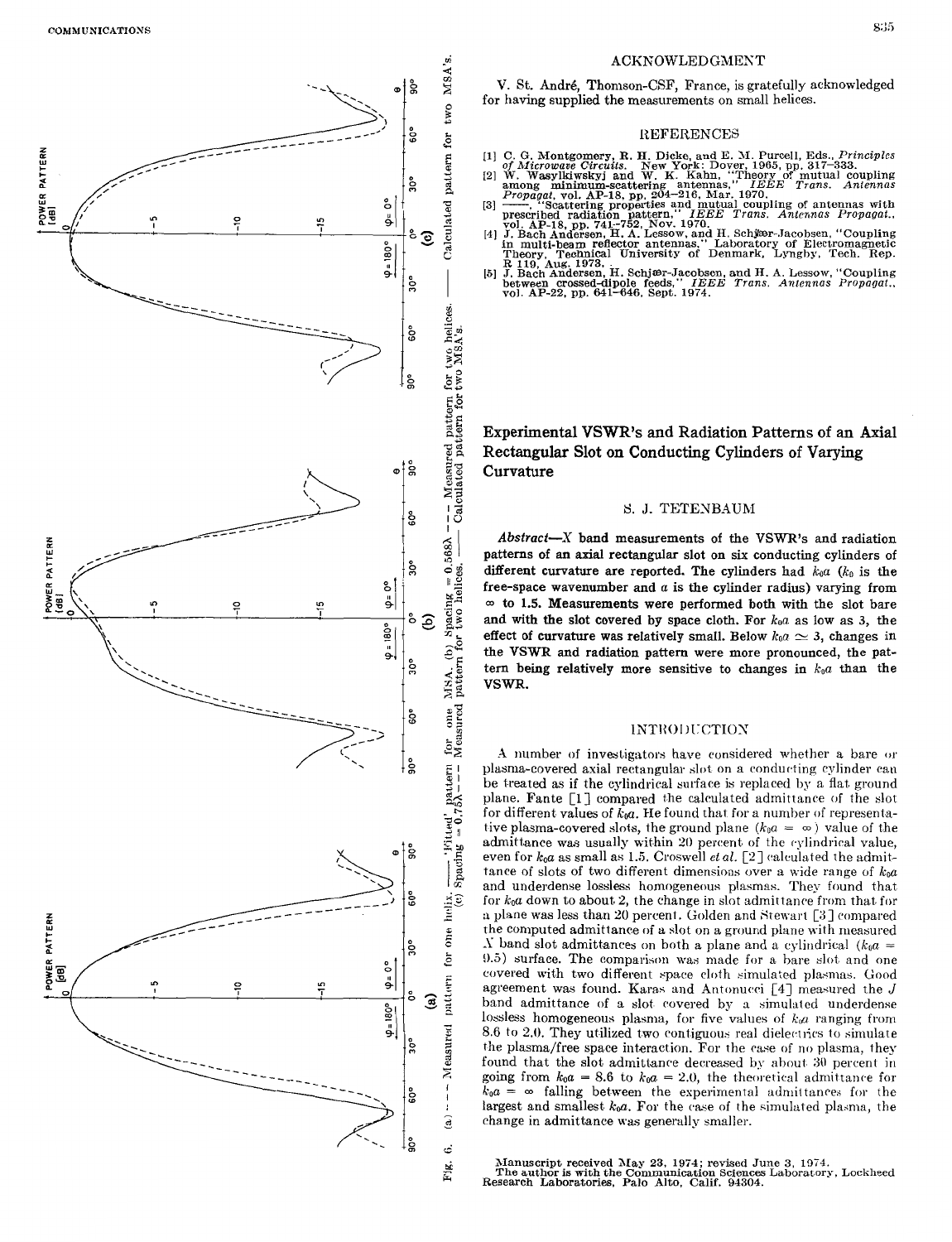POWER PATTERN [dB]

0

−5

−10

−15

φ = 180°

φ = 0°

90° 60° 30° 0° 30° 60° 90° θ

(a)

POWER PATTERN [dB]

0

−5

−10

−15

φ = 180°

φ = 0°

90° 60° 30° 0° 30° 60° 90° θ

(b)

POWER PATTERN [dB]

0

−5

−10

−15

φ = 180°

φ = 0°

90° 60° 30° 0° 30° 60° 90° θ

(c)

Fig. 6. (a) - - - Measured pattern for one helix. —— 'Fitted' pattern for one MSA. (b) Spacing = 0.568λ - - - Measured pattern for two helices. —— Calculated pattern for two MSA's. (c) Spacing = 0.75λ - - - Measured pattern for two helices. —— Calculated pattern for two MSA's.

## ACKNOWLEDGMENT

V. St. André, Thomson-CSF, France, is gratefully acknowledged for having supplied the measurements on small helices.

## REFERENCES

[1] C. G. Montgomery, R. H. Dicke, and E. M. Purcell, Eds., *Principles of Microwave Circuits*. New York: Dover, 1965, pp. 317–333.

[2] W. Wasylkiwskyj and W. K. Kahn, "Theory of mutual coupling among minimum-scattering antennas," *IEEE Trans. Antennas Propagat.*, vol. AP-18, pp. 204–216, Mar. 1970.

[3] ——, "Scattering properties and mutual coupling of antennas with prescribed radiation pattern," *IEEE Trans. Antennas Propagat.*, vol. AP-18, pp. 741–752, Nov. 1970.

[4] J. Bach Andersen, H. A. Lessow, and H. Schjær-Jacobsen, "Coupling in multi-beam reflector antennas," Laboratory of Electromagnetic Theory, Technical University of Denmark, Lyngby, Tech. Rep. R 119, Aug. 1973.

[5] J. Bach Andersen, H. Schjær-Jacobsen, and H. A. Lessow, "Coupling between crossed-dipole feeds," *IEEE Trans. Antennas Propagat.*, vol. AP-22, pp. 641–646, Sept. 1974.

# Experimental VSWR's and Radiation Patterns of an Axial Rectangular Slot on Conducting Cylinders of Varying Curvature

S. J. TETENBAUM

***Abstract*—X band measurements of the VSWR's and radiation patterns of an axial rectangular slot on six conducting cylinders of different curvature are reported. The cylinders had $k_0a$ ($k_0$ is the free-space wavenumber and $a$ is the cylinder radius) varying from $\infty$ to 1.5. Measurements were performed both with the slot bare and with the slot covered by space cloth. For $k_0a$ as low as 3, the effect of curvature was relatively small. Below $k_0a \simeq 3$, changes in the VSWR and radiation pattern were more pronounced, the pattern being relatively more sensitive to changes in $k_0a$ than the VSWR.**

## INTRODUCTION

A number of investigators have considered whether a bare or plasma-covered axial rectangular slot on a conducting cylinder can be treated as if the cylindrical surface is replaced by a flat ground plane. Fante [1] compared the calculated admittance of the slot for different values of $k_0a$. He found that for a number of representative plasma-covered slots, the ground plane ($k_0a = \infty$) value of the admittance was usually within 20 percent of the cylindrical value, even for $k_0a$ as small as 1.5. Croswell *et al.* [2] calculated the admittance of slots of two different dimensions over a wide range of $k_0a$ and underdense lossless homogeneous plasmas. They found that for $k_0a$ down to about 2, the change in slot admittance from that for a plane was less than 20 percent. Golden and Stewart [3] compared the computed admittance of a slot on a ground plane with measured X band slot admittances on both a plane and a cylindrical ($k_0a = 9.5$) surface. The comparison was made for a bare slot and one covered with two different space cloth simulated plasmas. Good agreement was found. Karas and Antonucci [4] measured the J band admittance of a slot covered by a simulated underdense lossless homogeneous plasma, for five values of $k_0a$ ranging from 8.6 to 2.0. They utilized two contiguous real dielectrics to simulate the plasma/free space interaction. For the case of no plasma, they found that the slot admittance decreased by about 30 percent in going from $k_0a = 8.6$ to $k_0a = 2.0$, the theoretical admittance for $k_0a = \infty$ falling between the experimental admittances for the largest and smallest $k_0a$. For the case of the simulated plasma, the change in admittance was generally smaller.

Manuscript received May 23, 1974; revised June 3, 1974.
The author is with the Communication Sciences Laboratory, Lockheed Research Laboratories, Palo Alto, Calif. 94304.